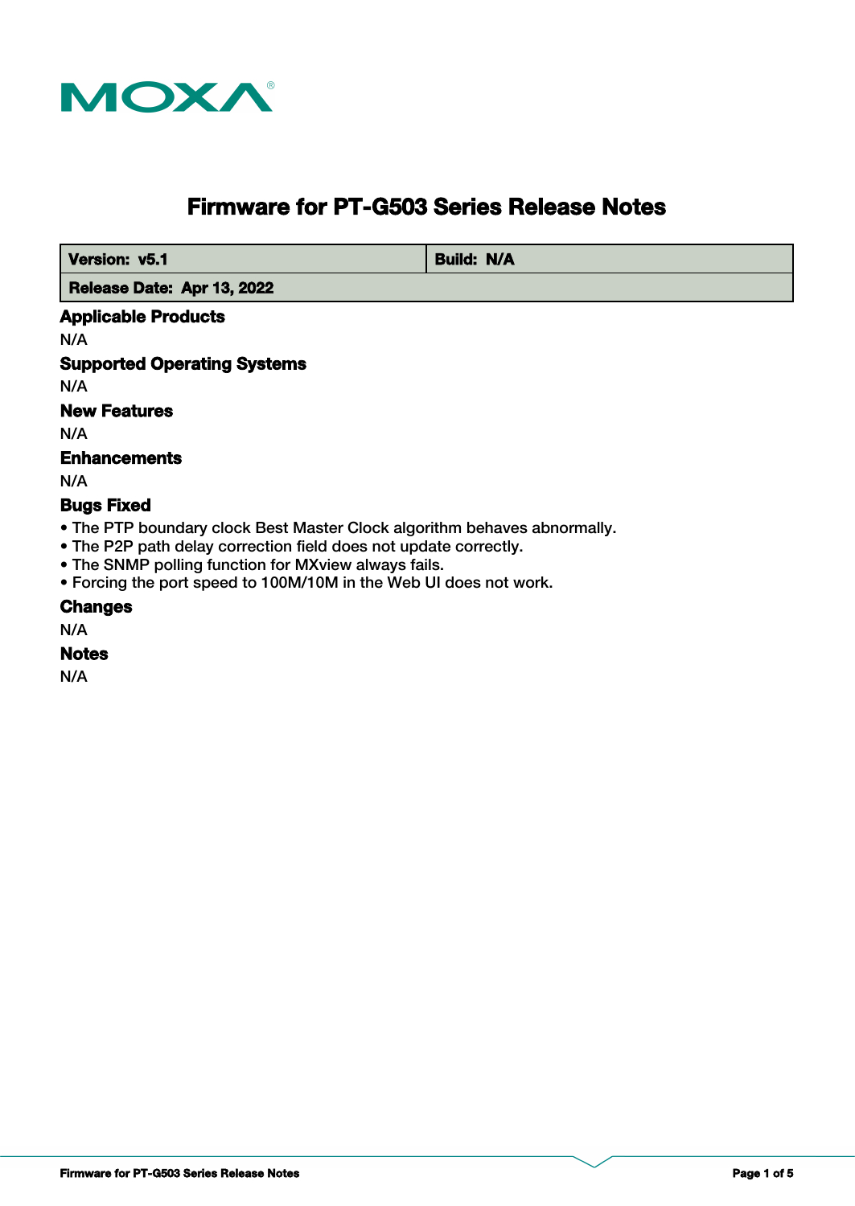# Firmware for PT-G503 Series Release Notes

| Version: v5.1 | Build: N/A |
|---|---|
| Release Date: Apr 13, 2022 | |

### Applicable Products

N/A

### Supported Operating Systems

N/A

### New Features

N/A

### Enhancements

N/A

### Bugs Fixed

- The PTP boundary clock Best Master Clock algorithm behaves abnormally.
- The P2P path delay correction field does not update correctly.
- The SNMP polling function for MXview always fails.
- Forcing the port speed to 100M/10M in the Web UI does not work.

### Changes

N/A

### Notes

N/A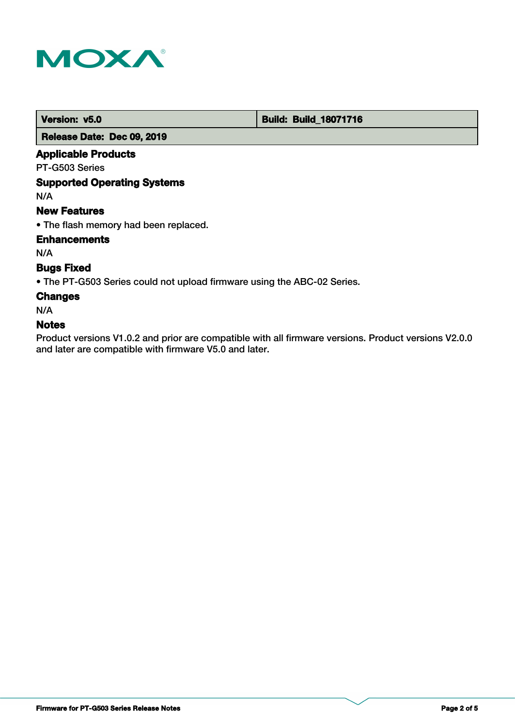| Version: v5.0 | Build: Build_18071716 |
| --- | --- |
| Release Date: Dec 09, 2019 | |

### Applicable Products

PT-G503 Series

### Supported Operating Systems

N/A

### New Features

- The flash memory had been replaced.

### Enhancements

N/A

### Bugs Fixed

- The PT-G503 Series could not upload firmware using the ABC-02 Series.

### Changes

N/A

### Notes

Product versions V1.0.2 and prior are compatible with all firmware versions. Product versions V2.0.0 and later are compatible with firmware V5.0 and later.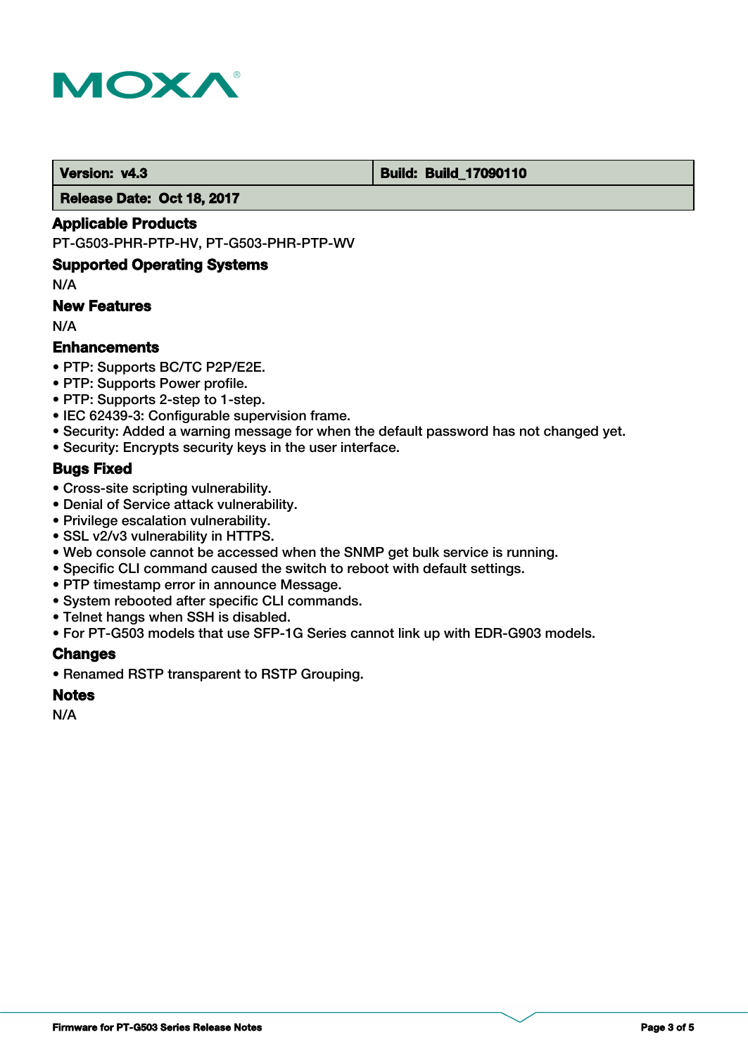| Version: v4.3 | Build: Build_17090110 |
| --- | --- |
| Release Date: Oct 18, 2017 | |

### Applicable Products

PT-G503-PHR-PTP-HV, PT-G503-PHR-PTP-WV

### Supported Operating Systems

N/A

### New Features

N/A

### Enhancements

- PTP: Supports BC/TC P2P/E2E.
- PTP: Supports Power profile.
- PTP: Supports 2-step to 1-step.
- IEC 62439-3: Configurable supervision frame.
- Security: Added a warning message for when the default password has not changed yet.
- Security: Encrypts security keys in the user interface.

### Bugs Fixed

- Cross-site scripting vulnerability.
- Denial of Service attack vulnerability.
- Privilege escalation vulnerability.
- SSL v2/v3 vulnerability in HTTPS.
- Web console cannot be accessed when the SNMP get bulk service is running.
- Specific CLI command caused the switch to reboot with default settings.
- PTP timestamp error in announce Message.
- System rebooted after specific CLI commands.
- Telnet hangs when SSH is disabled.
- For PT-G503 models that use SFP-1G Series cannot link up with EDR-G903 models.

### Changes

- Renamed RSTP transparent to RSTP Grouping.

### Notes

N/A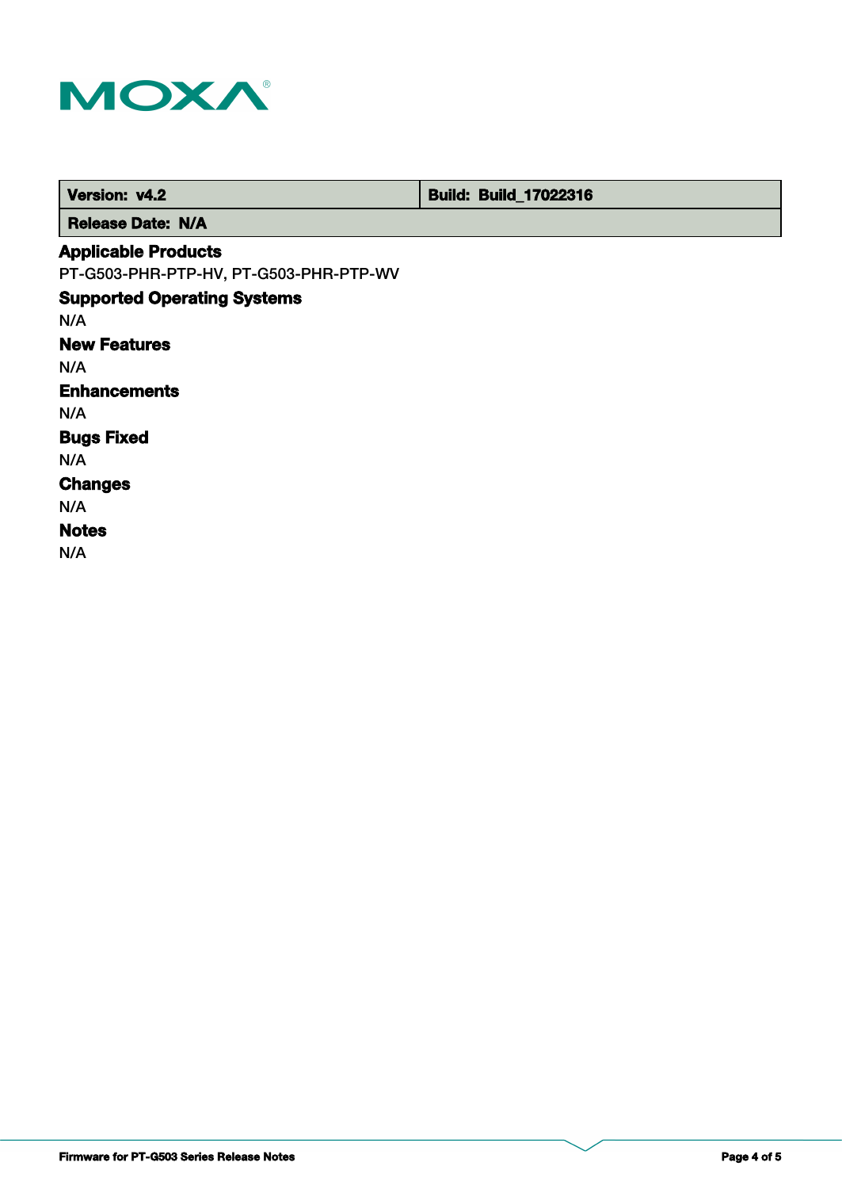| Version: v4.2 | Build: Build_17022316 |
| --- | --- |
| Release Date: N/A | |

### Applicable Products

PT-G503-PHR-PTP-HV, PT-G503-PHR-PTP-WV

### Supported Operating Systems

N/A

### New Features

N/A

### Enhancements

N/A

### Bugs Fixed

N/A

### Changes

N/A

### Notes

N/A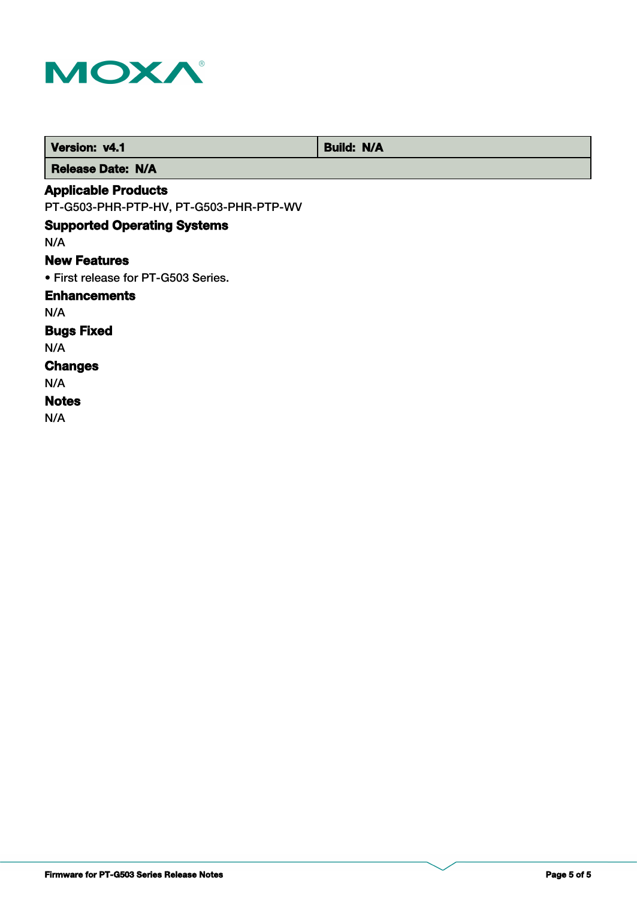| Version: v4.1 | Build: N/A |
| --- | --- |
| Release Date: N/A | |

### Applicable Products

PT-G503-PHR-PTP-HV, PT-G503-PHR-PTP-WV

### Supported Operating Systems

N/A

### New Features

• First release for PT-G503 Series.

### Enhancements

N/A

### Bugs Fixed

N/A

### Changes

N/A

### Notes

N/A